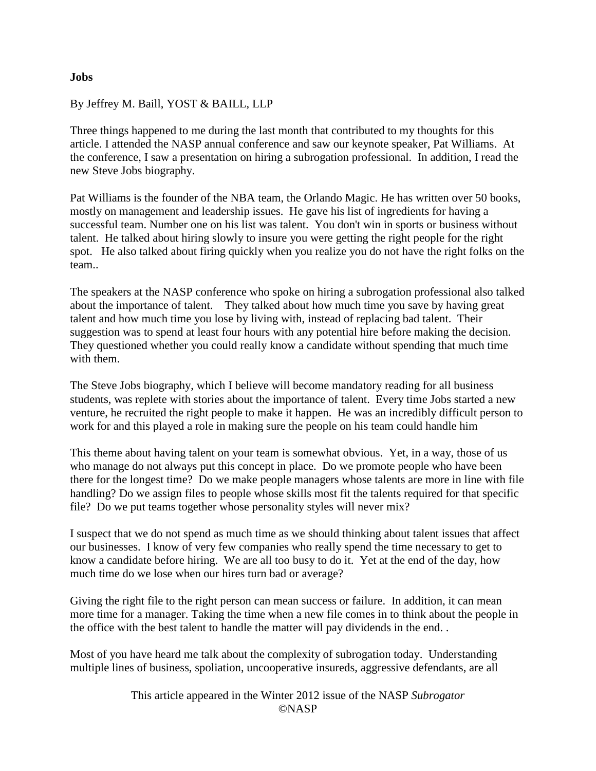**Jobs**

By Jeffrey M. Baill, YOST & BAILL, LLP

Three things happened to me during the last month that contributed to my thoughts for this article. I attended the NASP annual conference and saw our keynote speaker, Pat Williams. At the conference, I saw a presentation on hiring a subrogation professional. In addition, I read the new Steve Jobs biography.

Pat Williams is the founder of the NBA team, the Orlando Magic. He has written over 50 books, mostly on management and leadership issues. He gave his list of ingredients for having a successful team. Number one on his list was talent. You don't win in sports or business without talent. He talked about hiring slowly to insure you were getting the right people for the right spot. He also talked about firing quickly when you realize you do not have the right folks on the team..

The speakers at the NASP conference who spoke on hiring a subrogation professional also talked about the importance of talent. They talked about how much time you save by having great talent and how much time you lose by living with, instead of replacing bad talent. Their suggestion was to spend at least four hours with any potential hire before making the decision. They questioned whether you could really know a candidate without spending that much time with them.

The Steve Jobs biography, which I believe will become mandatory reading for all business students, was replete with stories about the importance of talent. Every time Jobs started a new venture, he recruited the right people to make it happen. He was an incredibly difficult person to work for and this played a role in making sure the people on his team could handle him

This theme about having talent on your team is somewhat obvious. Yet, in a way, those of us who manage do not always put this concept in place. Do we promote people who have been there for the longest time? Do we make people managers whose talents are more in line with file handling? Do we assign files to people whose skills most fit the talents required for that specific file? Do we put teams together whose personality styles will never mix?

I suspect that we do not spend as much time as we should thinking about talent issues that affect our businesses. I know of very few companies who really spend the time necessary to get to know a candidate before hiring. We are all too busy to do it. Yet at the end of the day, how much time do we lose when our hires turn bad or average?

Giving the right file to the right person can mean success or failure. In addition, it can mean more time for a manager. Taking the time when a new file comes in to think about the people in the office with the best talent to handle the matter will pay dividends in the end. .

Most of you have heard me talk about the complexity of subrogation today. Understanding multiple lines of business, spoliation, uncooperative insureds, aggressive defendants, are all

This article appeared in the Winter 2012 issue of the NASP *Subrogator*
©NASP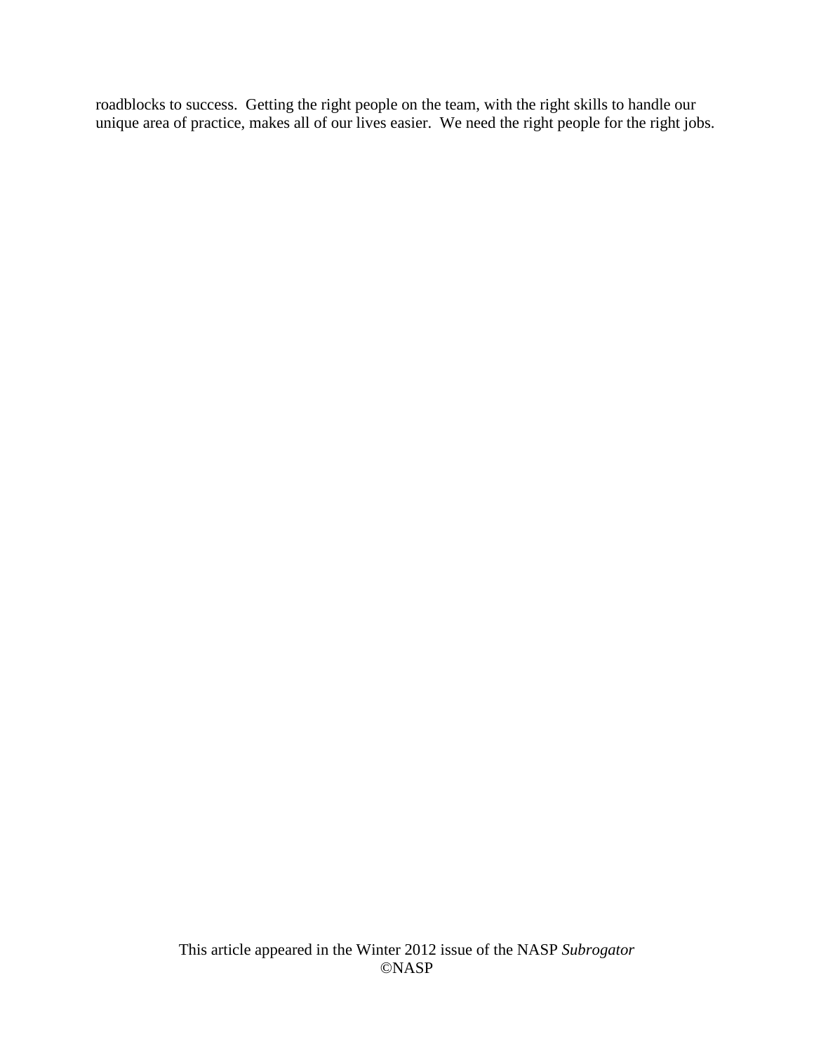roadblocks to success. Getting the right people on the team, with the right skills to handle our unique area of practice, makes all of our lives easier. We need the right people for the right jobs.

This article appeared in the Winter 2012 issue of the NASP *Subrogator*
©NASP